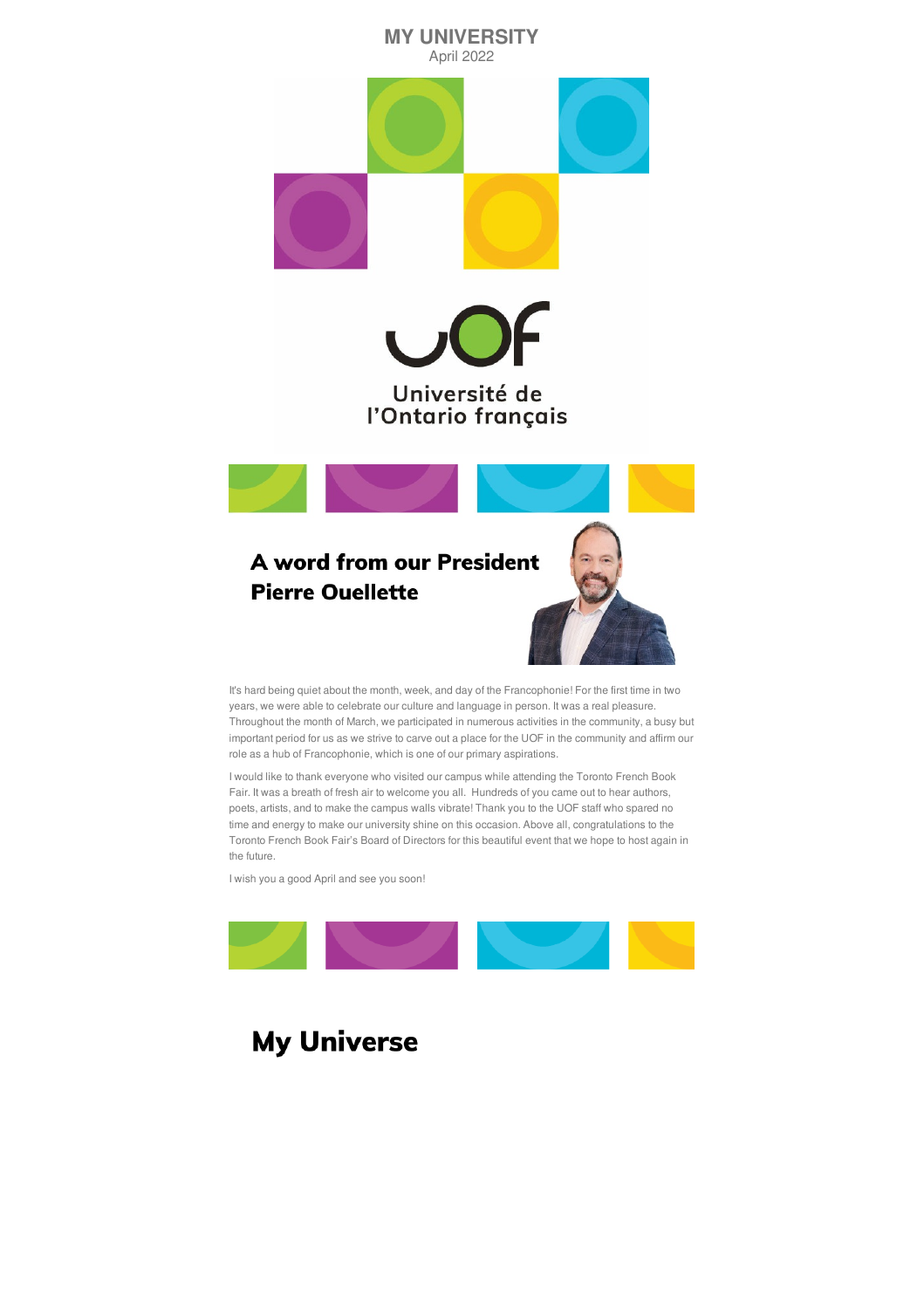# MY UNIVERSITY

April 2022

Université de l'Ontario français

## A word from our President Pierre Ouellette

It's hard being quiet about the month, week, and day of the Francophonie! For the first time in two years, we were able to celebrate our culture and language in person. It was a real pleasure. Throughout the month of March, we participated in numerous activities in the community, a busy but important period for us as we strive to carve out a place for the UOF in the community and affirm our role as a hub of Francophonie, which is one of our primary aspirations.

I would like to thank everyone who visited our campus while attending the Toronto French Book Fair. It was a breath of fresh air to welcome you all. Hundreds of you came out to hear authors, poets, artists, and to make the campus walls vibrate! Thank you to the UOF staff who spared no time and energy to make our university shine on this occasion. Above all, congratulations to the Toronto French Book Fair's Board of Directors for this beautiful event that we hope to host again in the future.

I wish you a good April and see you soon!

## My Universe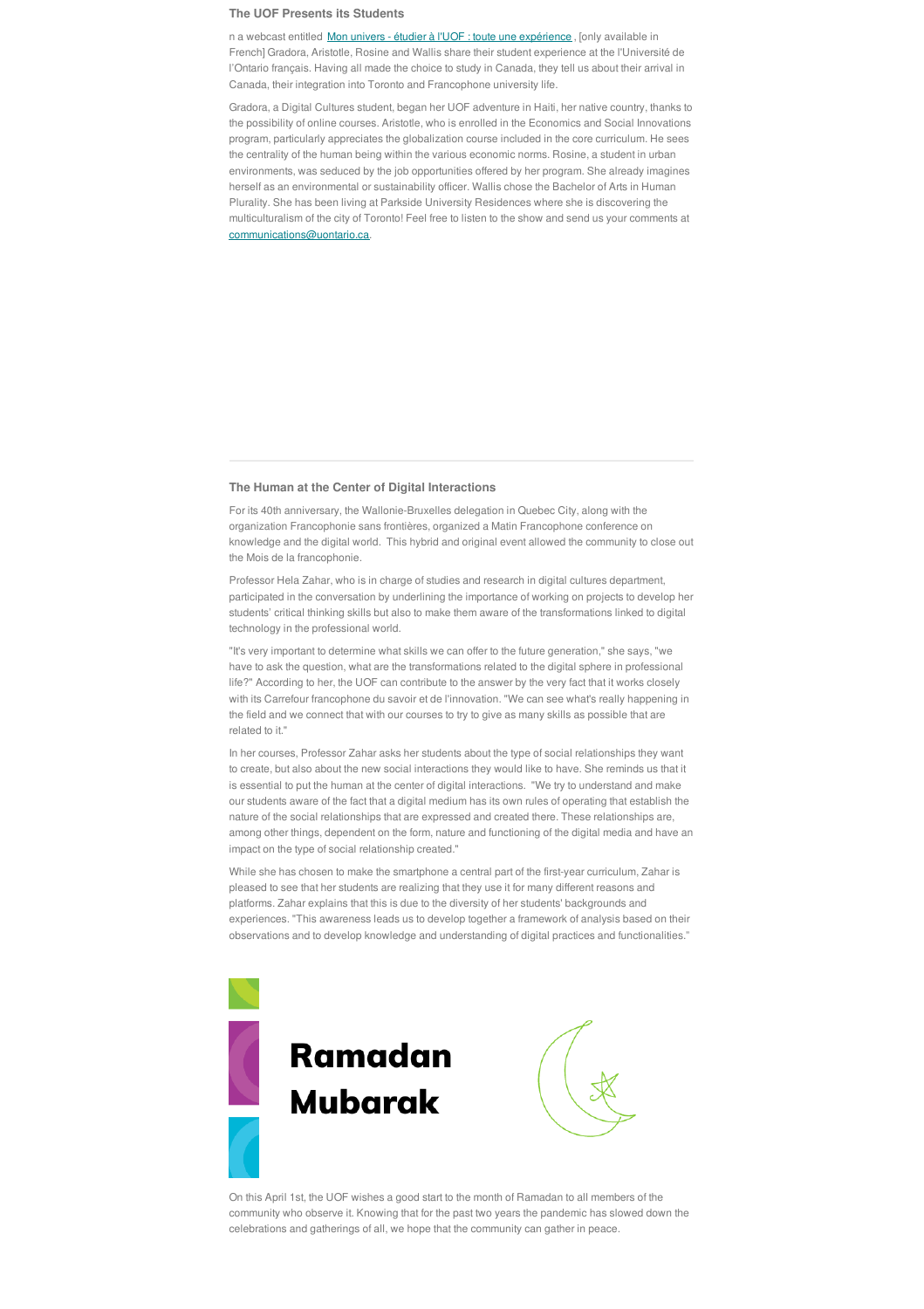### The UOF Presents its Students

n a webcast entitled Mon univers - étudier à l'UOF : toute une expérience, [only available in French] Gradora, Aristotle, Rosine and Wallis share their student experience at the l'Université de l'Ontario français. Having all made the choice to study in Canada, they tell us about their arrival in Canada, their integration into Toronto and Francophone university life.

Gradora, a Digital Cultures student, began her UOF adventure in Haiti, her native country, thanks to the possibility of online courses. Aristotle, who is enrolled in the Economics and Social Innovations program, particularly appreciates the globalization course included in the core curriculum. He sees the centrality of the human being within the various economic norms. Rosine, a student in urban environments, was seduced by the job opportunities offered by her program. She already imagines herself as an environmental or sustainability officer. Wallis chose the Bachelor of Arts in Human Plurality. She has been living at Parkside University Residences where she is discovering the multiculturalism of the city of Toronto! Feel free to listen to the show and send us your comments at communications@uontario.ca.

---

### The Human at the Center of Digital Interactions

For its 40th anniversary, the Wallonie-Bruxelles delegation in Quebec City, along with the organization Francophonie sans frontières, organized a Matin Francophone conference on knowledge and the digital world. This hybrid and original event allowed the community to close out the Mois de la francophonie.

Professor Hela Zahar, who is in charge of studies and research in digital cultures department, participated in the conversation by underlining the importance of working on projects to develop her students' critical thinking skills but also to make them aware of the transformations linked to digital technology in the professional world.

"It's very important to determine what skills we can offer to the future generation," she says, "we have to ask the question, what are the transformations related to the digital sphere in professional life?" According to her, the UOF can contribute to the answer by the very fact that it works closely with its Carrefour francophone du savoir et de l'innovation. "We can see what's really happening in the field and we connect that with our courses to try to give as many skills as possible that are related to it."

In her courses, Professor Zahar asks her students about the type of social relationships they want to create, but also about the new social interactions they would like to have. She reminds us that it is essential to put the human at the center of digital interactions. "We try to understand and make our students aware of the fact that a digital medium has its own rules of operating that establish the nature of the social relationships that are expressed and created there. These relationships are, among other things, dependent on the form, nature and functioning of the digital media and have an impact on the type of social relationship created."

While she has chosen to make the smartphone a central part of the first-year curriculum, Zahar is pleased to see that her students are realizing that they use it for many different reasons and platforms. Zahar explains that this is due to the diversity of her students' backgrounds and experiences. "This awareness leads us to develop together a framework of analysis based on their observations and to develop knowledge and understanding of digital practices and functionalities."

**Ramadan Mubarak**

On this April 1st, the UOF wishes a good start to the month of Ramadan to all members of the community who observe it. Knowing that for the past two years the pandemic has slowed down the celebrations and gatherings of all, we hope that the community can gather in peace.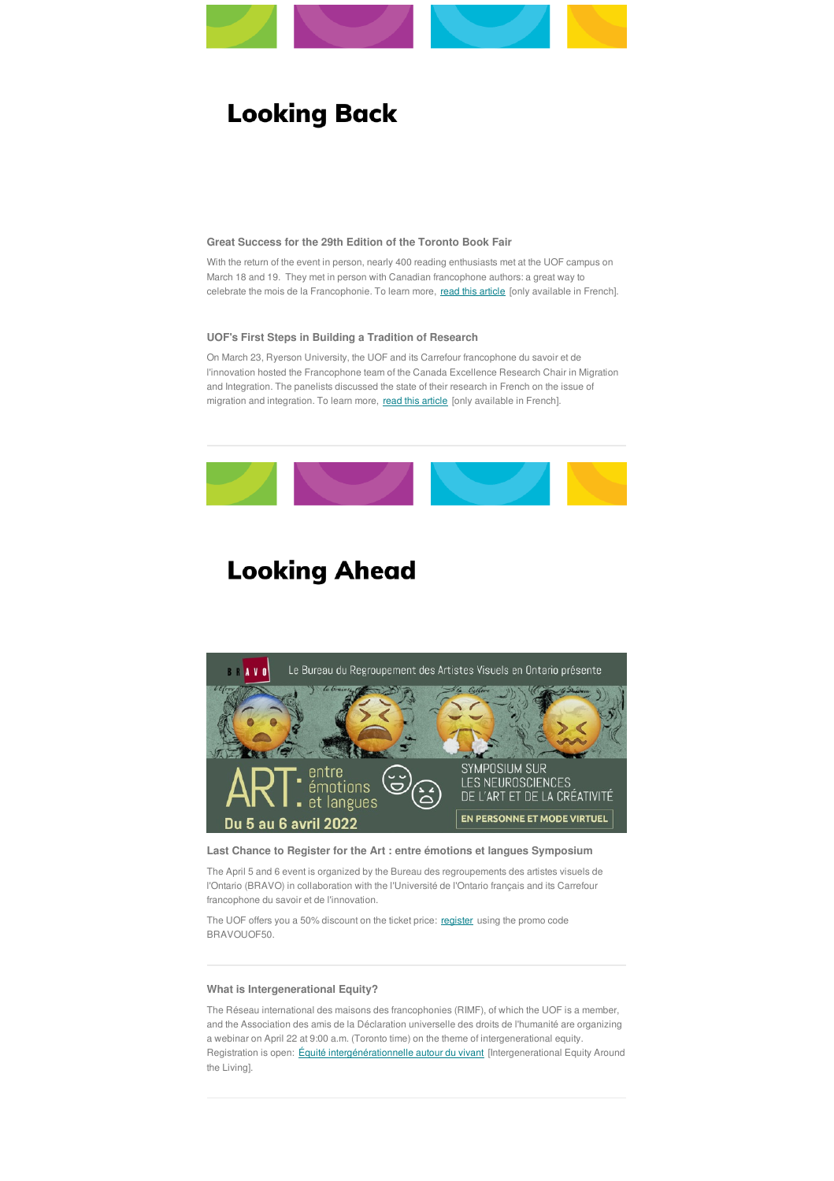# Looking Back

### Great Success for the 29th Edition of the Toronto Book Fair

With the return of the event in person, nearly 400 reading enthusiasts met at the UOF campus on March 18 and 19. They met in person with Canadian francophone authors: a great way to celebrate the mois de la Francophonie. To learn more, read this article [only available in French].

### UOF's First Steps in Building a Tradition of Research

On March 23, Ryerson University, the UOF and its Carrefour francophone du savoir et de l'innovation hosted the Francophone team of the Canada Excellence Research Chair in Migration and Integration. The panelists discussed the state of their research in French on the issue of migration and integration. To learn more, read this article [only available in French].

---

# Looking Ahead

### Last Chance to Register for the Art : entre émotions et langues Symposium

The April 5 and 6 event is organized by the Bureau des regroupements des artistes visuels de l'Ontario (BRAVO) in collaboration with the l'Université de l'Ontario français and its Carrefour francophone du savoir et de l'innovation.

The UOF offers you a 50% discount on the ticket price: register using the promo code BRAVOUOF50.

---

### What is Intergenerational Equity?

The Réseau international des maisons des francophonies (RIMF), of which the UOF is a member, and the Association des amis de la Déclaration universelle des droits de l'humanité are organizing a webinar on April 22 at 9:00 a.m. (Toronto time) on the theme of intergenerational equity. Registration is open: Équité intergénérationnelle autour du vivant [Intergenerational Equity Around the Living].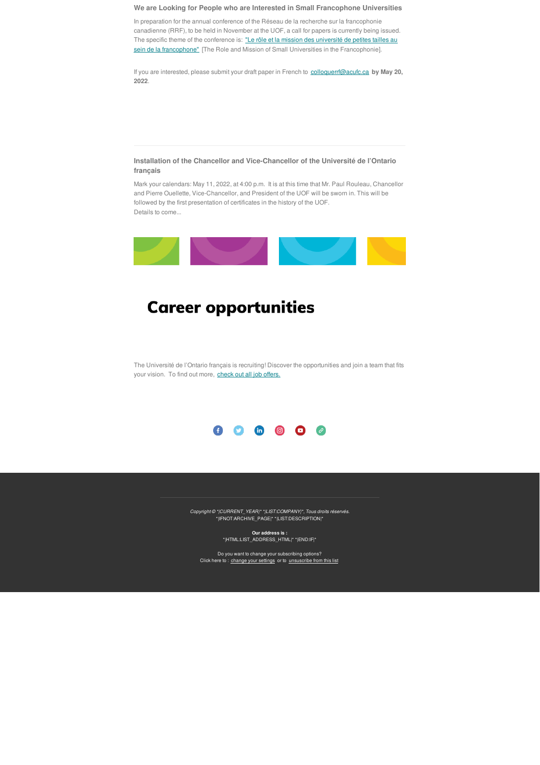### We are Looking for People who are Interested in Small Francophone Universities

In preparation for the annual conference of the Réseau de la recherche sur la francophonie canadienne (RRF), to be held in November at the UOF, a call for papers is currently being issued. The specific theme of the conference is: "Le rôle et la mission des université de petites tailles au sein de la francophone" [The Role and Mission of Small Universities in the Francophonie].

If you are interested, please submit your draft paper in French to colloquerrf@acufc.ca **by May 20, 2022**.

---

### Installation of the Chancellor and Vice-Chancellor of the Université de l'Ontario français

Mark your calendars: May 11, 2022, at 4:00 p.m. It is at this time that Mr. Paul Rouleau, Chancellor and Pierre Ouellette, Vice-Chancellor, and President of the UOF will be sworn in. This will be followed by the first presentation of certificates in the history of the UOF.
Details to come...

# Career opportunities

The Université de l'Ontario français is recruiting! Discover the opportunities and join a team that fits your vision. To find out more, check out all job offers.

---

*Copyright © *|CURRENT_YEAR|* *|LIST:COMPANY|*, Tous droits réservés.*
*|IFNOT:ARCHIVE_PAGE|* *|LIST:DESCRIPTION|*

**Our address is :**
*|HTML:LIST_ADDRESS_HTML|* *|END:IF|*

Do you want to change your subscribing options?
Click here to : change your settings or to unsuscribe from this list